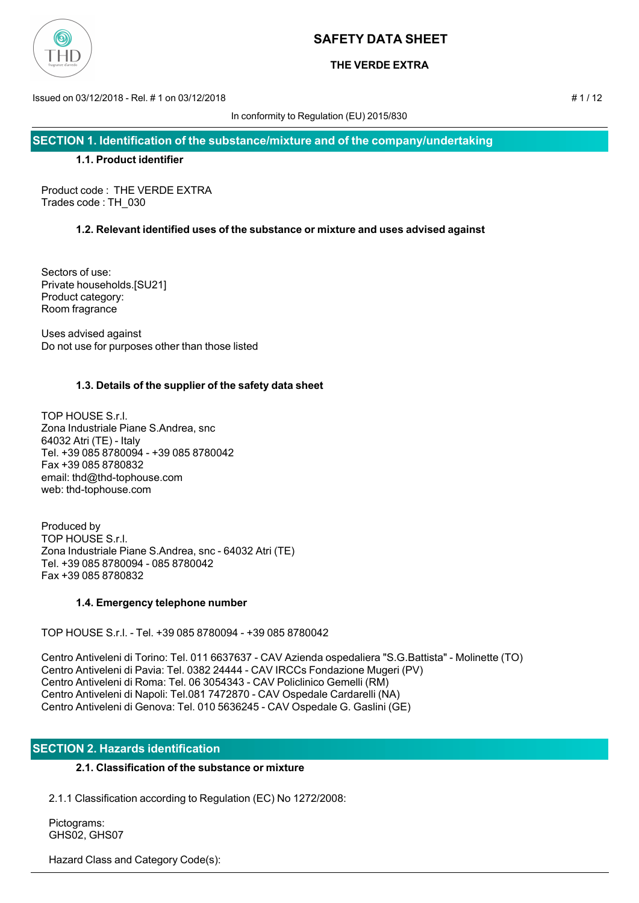# SAFETY DATA SHEET

**THE VERDE EXTRA**

Issued on 03/12/2018 - Rel. # 1 on 03/12/2018

In conformity to Regulation (EU) 2015/830

## SECTION 1. Identification of the substance/mixture and of the company/undertaking

### 1.1. Product identifier

Product code : THE VERDE EXTRA
Trades code : TH_030

### 1.2. Relevant identified uses of the substance or mixture and uses advised against

Sectors of use:
Private households.[SU21]
Product category:
Room fragrance

Uses advised against
Do not use for purposes other than those listed

### 1.3. Details of the supplier of the safety data sheet

TOP HOUSE S.r.l.
Zona Industriale Piane S.Andrea, snc
64032 Atri (TE) - Italy
Tel. +39 085 8780094 - +39 085 8780042
Fax +39 085 8780832
email: thd@thd-tophouse.com
web: thd-tophouse.com

Produced by
TOP HOUSE S.r.l.
Zona Industriale Piane S.Andrea, snc - 64032 Atri (TE)
Tel. +39 085 8780094 - 085 8780042
Fax +39 085 8780832

### 1.4. Emergency telephone number

TOP HOUSE S.r.l. - Tel. +39 085 8780094 - +39 085 8780042

Centro Antiveleni di Torino: Tel. 011 6637637 - CAV Azienda ospedaliera "S.G.Battista" - Molinette (TO)
Centro Antiveleni di Pavia: Tel. 0382 24444 - CAV IRCCs Fondazione Mugeri (PV)
Centro Antiveleni di Roma: Tel. 06 3054343 - CAV Policlinico Gemelli (RM)
Centro Antiveleni di Napoli: Tel.081 7472870 - CAV Ospedale Cardarelli (NA)
Centro Antiveleni di Genova: Tel. 010 5636245 - CAV Ospedale G. Gaslini (GE)

## SECTION 2. Hazards identification

### 2.1. Classification of the substance or mixture

2.1.1 Classification according to Regulation (EC) No 1272/2008:

Pictograms:
GHS02, GHS07

Hazard Class and Category Code(s):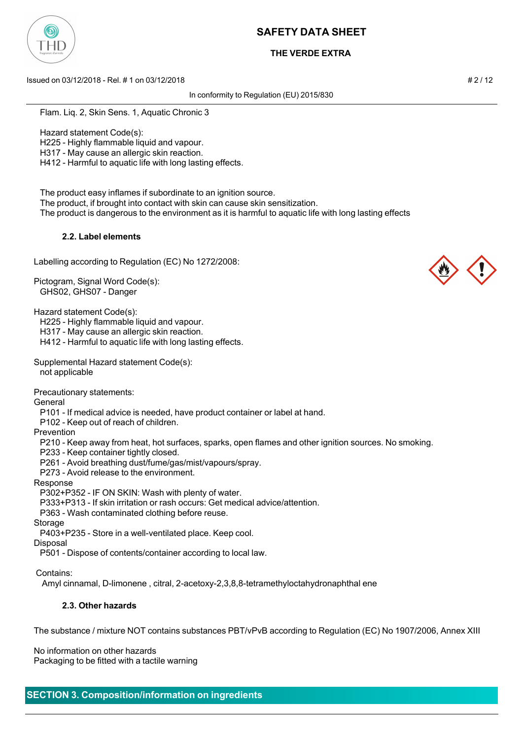Flam. Liq. 2, Skin Sens. 1, Aquatic Chronic 3

Hazard statement Code(s):
H225 - Highly flammable liquid and vapour.
H317 - May cause an allergic skin reaction.
H412 - Harmful to aquatic life with long lasting effects.

The product easy inflames if subordinate to an ignition source.
The product, if brought into contact with skin can cause skin sensitization.
The product is dangerous to the environment as it is harmful to aquatic life with long lasting effects

#### 2.2. Label elements

Labelling according to Regulation (EC) No 1272/2008:

Pictogram, Signal Word Code(s):
GHS02, GHS07 - Danger

Hazard statement Code(s):
H225 - Highly flammable liquid and vapour.
H317 - May cause an allergic skin reaction.
H412 - Harmful to aquatic life with long lasting effects.

Supplemental Hazard statement Code(s):
not applicable

Precautionary statements:
General
P101 - If medical advice is needed, have product container or label at hand.
P102 - Keep out of reach of children.
Prevention
P210 - Keep away from heat, hot surfaces, sparks, open flames and other ignition sources. No smoking.
P233 - Keep container tightly closed.
P261 - Avoid breathing dust/fume/gas/mist/vapours/spray.
P273 - Avoid release to the environment.
Response
P302+P352 - IF ON SKIN: Wash with plenty of water.
P333+P313 - If skin irritation or rash occurs: Get medical advice/attention.
P363 - Wash contaminated clothing before reuse.
Storage
P403+P235 - Store in a well-ventilated place. Keep cool.
Disposal
P501 - Dispose of contents/container according to local law.

Contains:
Amyl cinnamal, D-limonene , citral, 2-acetoxy-2,3,8,8-tetramethyloctahydronaphthal ene

#### 2.3. Other hazards

The substance / mixture NOT contains substances PBT/vPvB according to Regulation (EC) No 1907/2006, Annex XIII

No information on other hazards
Packaging to be fitted with a tactile warning

## SECTION 3. Composition/information on ingredients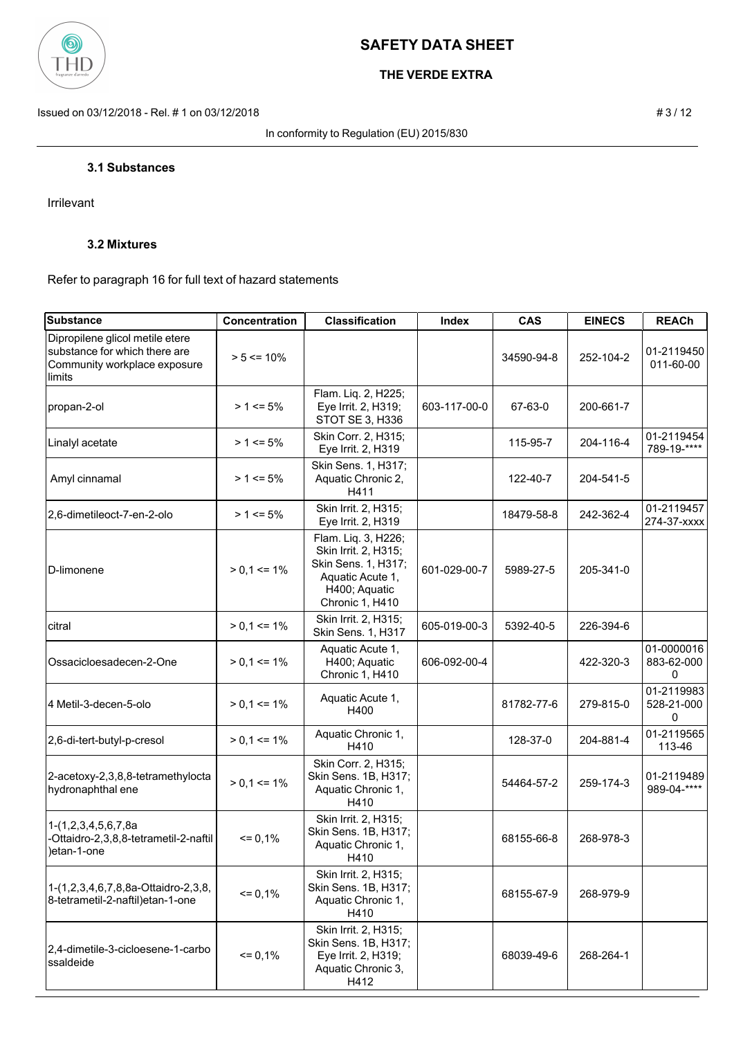### 3.1 Substances

Irrilevant

### 3.2 Mixtures

Refer to paragraph 16 for full text of hazard statements

| Substance | Concentration | Classification | Index | CAS | EINECS | REACh |
|---|---|---|---|---|---|---|
| Dipropilene glicol metile etere substance for which there are Community workplace exposure limits | > 5 <= 10% | | | 34590-94-8 | 252-104-2 | 01-2119450011-60-00 |
| propan-2-ol | > 1 <= 5% | Flam. Liq. 2, H225; Eye Irrit. 2, H319; STOT SE 3, H336 | 603-117-00-0 | 67-63-0 | 200-661-7 | |
| Linalyl acetate | > 1 <= 5% | Skin Corr. 2, H315; Eye Irrit. 2, H319 | | 115-95-7 | 204-116-4 | 01-2119454789-19-**** |
| Amyl cinnamal | > 1 <= 5% | Skin Sens. 1, H317; Aquatic Chronic 2, H411 | | 122-40-7 | 204-541-5 | |
| 2,6-dimetileoct-7-en-2-olo | > 1 <= 5% | Skin Irrit. 2, H315; Eye Irrit. 2, H319 | | 18479-58-8 | 242-362-4 | 01-2119457274-37-xxxx |
| D-limonene | > 0,1 <= 1% | Flam. Liq. 3, H226; Skin Irrit. 2, H315; Skin Sens. 1, H317; Aquatic Acute 1, H400; Aquatic Chronic 1, H410 | 601-029-00-7 | 5989-27-5 | 205-341-0 | |
| citral | > 0,1 <= 1% | Skin Irrit. 2, H315; Skin Sens. 1, H317 | 605-019-00-3 | 5392-40-5 | 226-394-6 | |
| Ossacicloesadecen-2-One | > 0,1 <= 1% | Aquatic Acute 1, H400; Aquatic Chronic 1, H410 | 606-092-00-4 | | 422-320-3 | 01-0000016883-62-0000 |
| 4 Metil-3-decen-5-olo | > 0,1 <= 1% | Aquatic Acute 1, H400 | | 81782-77-6 | 279-815-0 | 01-2119983528-21-0000 |
| 2,6-di-tert-butyl-p-cresol | > 0,1 <= 1% | Aquatic Chronic 1, H410 | | 128-37-0 | 204-881-4 | 01-2119565113-46 |
| 2-acetoxy-2,3,8,8-tetramethylocta hydronaphthal ene | > 0,1 <= 1% | Skin Corr. 2, H315; Skin Sens. 1B, H317; Aquatic Chronic 1, H410 | | 54464-57-2 | 259-174-3 | 01-2119489989-04-**** |
| 1-(1,2,3,4,5,6,7,8a-Ottaidro-2,3,8,8-tetrametil-2-naftil)etan-1-one | <= 0,1% | Skin Irrit. 2, H315; Skin Sens. 1B, H317; Aquatic Chronic 1, H410 | | 68155-66-8 | 268-978-3 | |
| 1-(1,2,3,4,6,7,8,8a-Ottaidro-2,3,8,8-tetrametil-2-naftil)etan-1-one | <= 0,1% | Skin Irrit. 2, H315; Skin Sens. 1B, H317; Aquatic Chronic 1, H410 | | 68155-67-9 | 268-979-9 | |
| 2,4-dimetile-3-cicloesene-1-carbossaldeide | <= 0,1% | Skin Irrit. 2, H315; Skin Sens. 1B, H317; Eye Irrit. 2, H319; Aquatic Chronic 3, H412 | | 68039-49-6 | 268-264-1 | |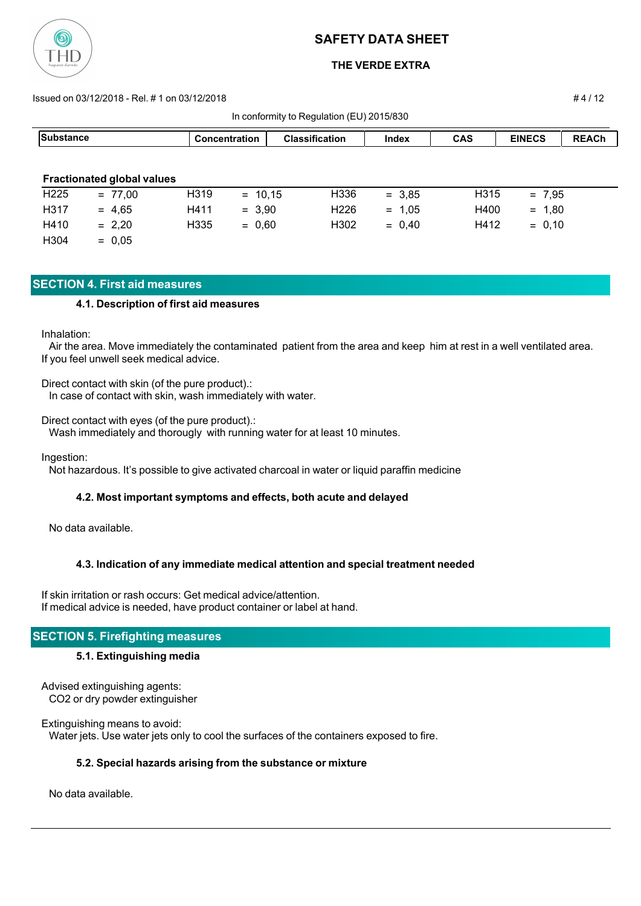| Substance | Concentration | Classification | Index | CAS | EINECS | REACh |
|---|---|---|---|---|---|---|

**Fractionated global values**

| | | | | | | | |
|---|---|---|---|---|---|---|---|
| H225 | = 77,00 | H319 | = 10,15 | H336 | = 3,85 | H315 | = 7,95 |
| H317 | = 4,65 | H411 | = 3,90 | H226 | = 1,05 | H400 | = 1,80 |
| H410 | = 2,20 | H335 | = 0,60 | H302 | = 0,40 | H412 | = 0,10 |
| H304 | = 0,05 | | | | | | |

## SECTION 4. First aid measures

### 4.1. Description of first aid measures

Inhalation:
Air the area. Move immediately the contaminated patient from the area and keep him at rest in a well ventilated area. If you feel unwell seek medical advice.

Direct contact with skin (of the pure product).:
In case of contact with skin, wash immediately with water.

Direct contact with eyes (of the pure product).:
Wash immediately and thorougly with running water for at least 10 minutes.

Ingestion:
Not hazardous. It's possible to give activated charcoal in water or liquid paraffin medicine

### 4.2. Most important symptoms and effects, both acute and delayed

No data available.

### 4.3. Indication of any immediate medical attention and special treatment needed

If skin irritation or rash occurs: Get medical advice/attention.
If medical advice is needed, have product container or label at hand.

## SECTION 5. Firefighting measures

### 5.1. Extinguishing media

Advised extinguishing agents:
$CO_2$ or dry powder extinguisher

Extinguishing means to avoid:
Water jets. Use water jets only to cool the surfaces of the containers exposed to fire.

### 5.2. Special hazards arising from the substance or mixture

No data available.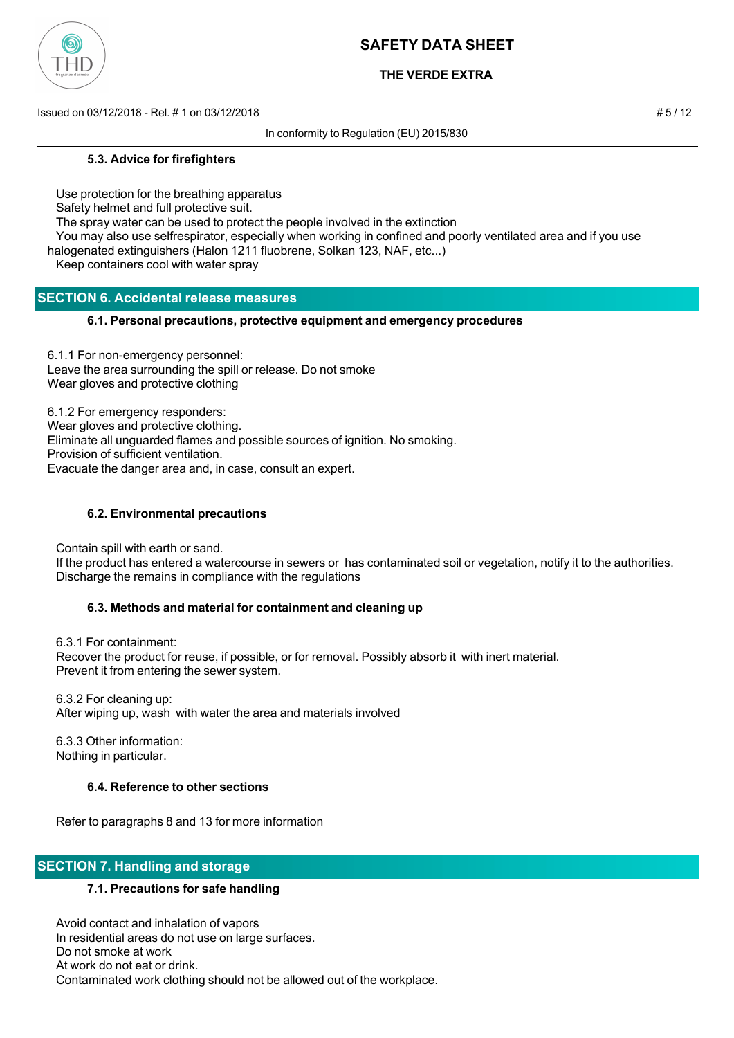### 5.3. Advice for firefighters

Use protection for the breathing apparatus
Safety helmet and full protective suit.
The spray water can be used to protect the people involved in the extinction
You may also use selfrespirator, especially when working in confined and poorly ventilated area and if you use halogenated extinguishers (Halon 1211 fluobrene, Solkan 123, NAF, etc...)
Keep containers cool with water spray

## SECTION 6. Accidental release measures

### 6.1. Personal precautions, protective equipment and emergency procedures

6.1.1 For non-emergency personnel:
Leave the area surrounding the spill or release. Do not smoke
Wear gloves and protective clothing

6.1.2 For emergency responders:
Wear gloves and protective clothing.
Eliminate all unguarded flames and possible sources of ignition. No smoking.
Provision of sufficient ventilation.
Evacuate the danger area and, in case, consult an expert.

### 6.2. Environmental precautions

Contain spill with earth or sand.
If the product has entered a watercourse in sewers or has contaminated soil or vegetation, notify it to the authorities.
Discharge the remains in compliance with the regulations

### 6.3. Methods and material for containment and cleaning up

6.3.1 For containment:
Recover the product for reuse, if possible, or for removal. Possibly absorb it with inert material.
Prevent it from entering the sewer system.

6.3.2 For cleaning up:
After wiping up, wash with water the area and materials involved

6.3.3 Other information:
Nothing in particular.

### 6.4. Reference to other sections

Refer to paragraphs 8 and 13 for more information

## SECTION 7. Handling and storage

### 7.1. Precautions for safe handling

Avoid contact and inhalation of vapors
In residential areas do not use on large surfaces.
Do not smoke at work
At work do not eat or drink.
Contaminated work clothing should not be allowed out of the workplace.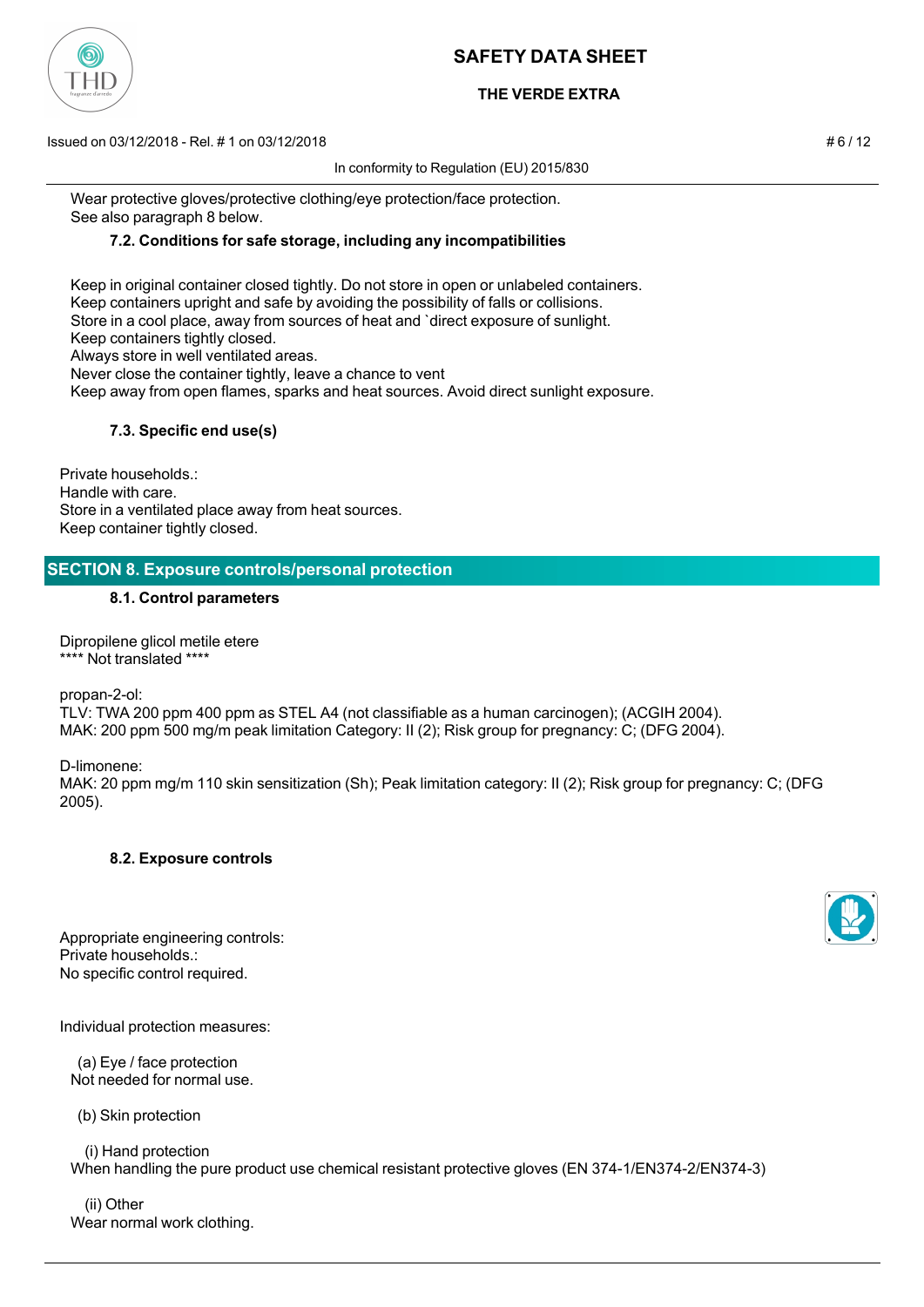Wear protective gloves/protective clothing/eye protection/face protection.
See also paragraph 8 below.

### 7.2. Conditions for safe storage, including any incompatibilities

Keep in original container closed tightly. Do not store in open or unlabeled containers.
Keep containers upright and safe by avoiding the possibility of falls or collisions.
Store in a cool place, away from sources of heat and `direct exposure of sunlight.
Keep containers tightly closed.
Always store in well ventilated areas.
Never close the container tightly, leave a chance to vent
Keep away from open flames, sparks and heat sources. Avoid direct sunlight exposure.

### 7.3. Specific end use(s)

Private households.:
Handle with care.
Store in a ventilated place away from heat sources.
Keep container tightly closed.

## SECTION 8. Exposure controls/personal protection

### 8.1. Control parameters

Dipropilene glicol metile etere
**** Not translated ****

propan-2-ol:
TLV: TWA 200 ppm 400 ppm as STEL A4 (not classifiable as a human carcinogen); (ACGIH 2004).
MAK: 200 ppm 500 mg/m peak limitation Category: II (2); Risk group for pregnancy: C; (DFG 2004).

D-limonene:
MAK: 20 ppm mg/m 110 skin sensitization (Sh); Peak limitation category: II (2); Risk group for pregnancy: C; (DFG 2005).

### 8.2. Exposure controls

Appropriate engineering controls:
Private households.:
No specific control required.

Individual protection measures:

(a) Eye / face protection
Not needed for normal use.

(b) Skin protection

(i) Hand protection
When handling the pure product use chemical resistant protective gloves (EN 374-1/EN374-2/EN374-3)

(ii) Other
Wear normal work clothing.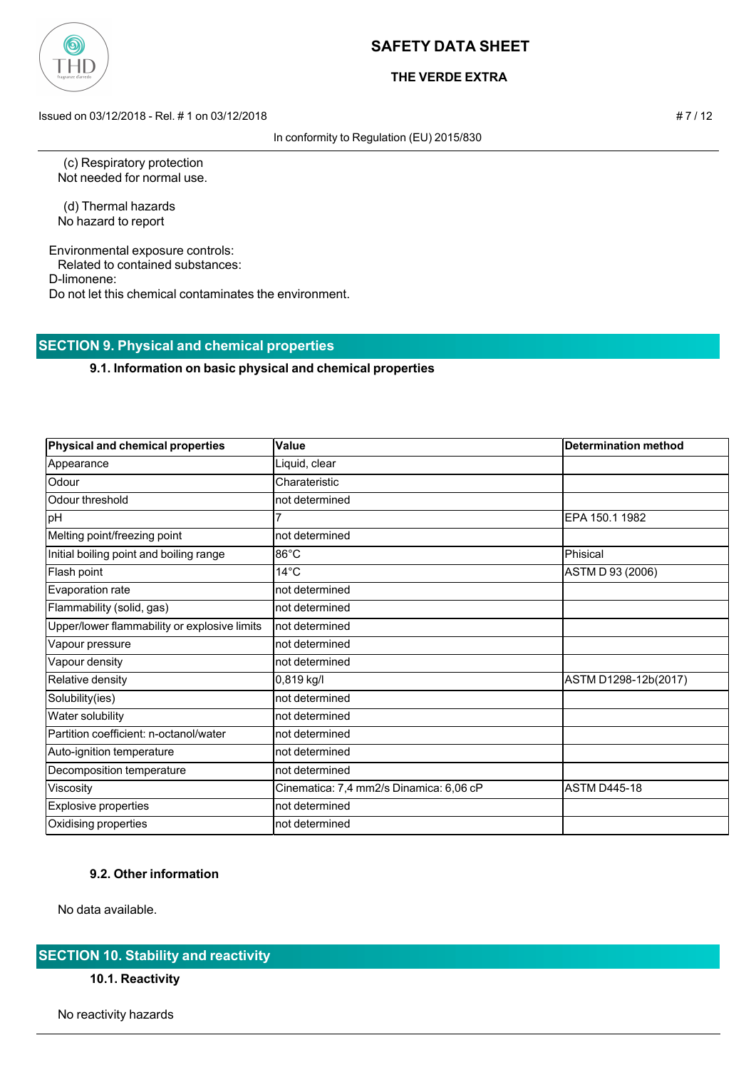(c) Respiratory protection
Not needed for normal use.

(d) Thermal hazards
No hazard to report

Environmental exposure controls:
Related to contained substances:
D-limonene:
Do not let this chemical contaminates the environment.

## SECTION 9. Physical and chemical properties

### 9.1. Information on basic physical and chemical properties

| Physical and chemical properties | Value | Determination method |
|---|---|---|
| Appearance | Liquid, clear | |
| Odour | Charateristic | |
| Odour threshold | not determined | |
| pH | 7 | EPA 150.1 1982 |
| Melting point/freezing point | not determined | |
| Initial boiling point and boiling range | 86°C | Phisical |
| Flash point | 14°C | ASTM D 93 (2006) |
| Evaporation rate | not determined | |
| Flammability (solid, gas) | not determined | |
| Upper/lower flammability or explosive limits | not determined | |
| Vapour pressure | not determined | |
| Vapour density | not determined | |
| Relative density | 0,819 kg/l | ASTM D1298-12b(2017) |
| Solubility(ies) | not determined | |
| Water solubility | not determined | |
| Partition coefficient: n-octanol/water | not determined | |
| Auto-ignition temperature | not determined | |
| Decomposition temperature | not determined | |
| Viscosity | Cinematica: 7,4 mm2/s Dinamica: 6,06 cP | ASTM D445-18 |
| Explosive properties | not determined | |
| Oxidising properties | not determined | |

### 9.2. Other information

No data available.

## SECTION 10. Stability and reactivity

### 10.1. Reactivity

No reactivity hazards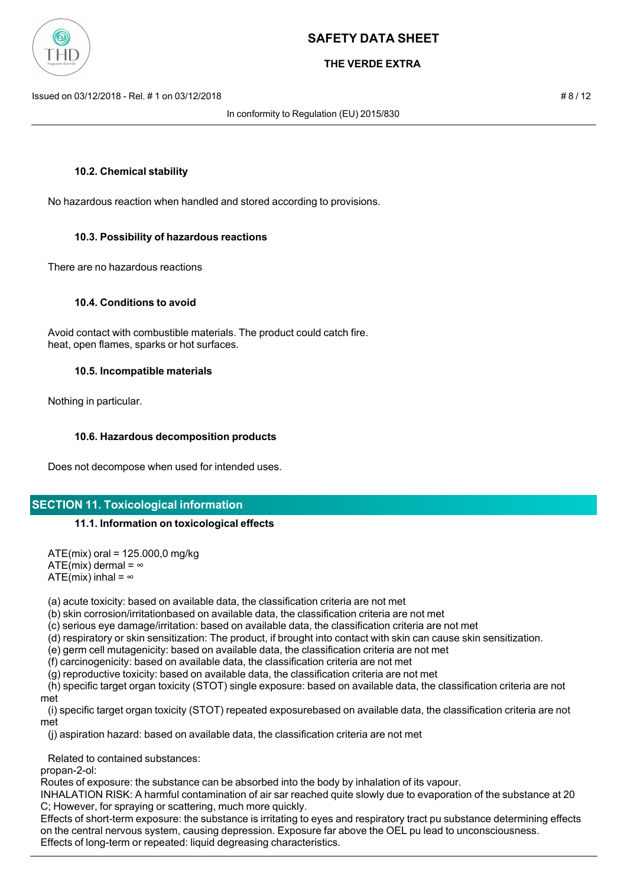### 10.2. Chemical stability

No hazardous reaction when handled and stored according to provisions.

### 10.3. Possibility of hazardous reactions

There are no hazardous reactions

### 10.4. Conditions to avoid

Avoid contact with combustible materials. The product could catch fire.
heat, open flames, sparks or hot surfaces.

### 10.5. Incompatible materials

Nothing in particular.

### 10.6. Hazardous decomposition products

Does not decompose when used for intended uses.

## SECTION 11. Toxicological information

### 11.1. Information on toxicological effects

ATE(mix) oral = 125.000,0 mg/kg
ATE(mix) dermal = ∞
ATE(mix) inhal = ∞

(a) acute toxicity: based on available data, the classification criteria are not met
(b) skin corrosion/irritationbased on available data, the classification criteria are not met
(c) serious eye damage/irritation: based on available data, the classification criteria are not met
(d) respiratory or skin sensitization: The product, if brought into contact with skin can cause skin sensitization.
(e) germ cell mutagenicity: based on available data, the classification criteria are not met
(f) carcinogenicity: based on available data, the classification criteria are not met
(g) reproductive toxicity: based on available data, the classification criteria are not met
(h) specific target organ toxicity (STOT) single exposure: based on available data, the classification criteria are not met
(i) specific target organ toxicity (STOT) repeated exposurebased on available data, the classification criteria are not met
(j) aspiration hazard: based on available data, the classification criteria are not met

Related to contained substances:
propan-2-ol:
Routes of exposure: the substance can be absorbed into the body by inhalation of its vapour.
INHALATION RISK: A harmful contamination of air sar reached quite slowly due to evaporation of the substance at 20 C; However, for spraying or scattering, much more quickly.
Effects of short-term exposure: the substance is irritating to eyes and respiratory tract pu substance determining effects on the central nervous system, causing depression. Exposure far above the OEL pu lead to unconsciousness.
Effects of long-term or repeated: liquid degreasing characteristics.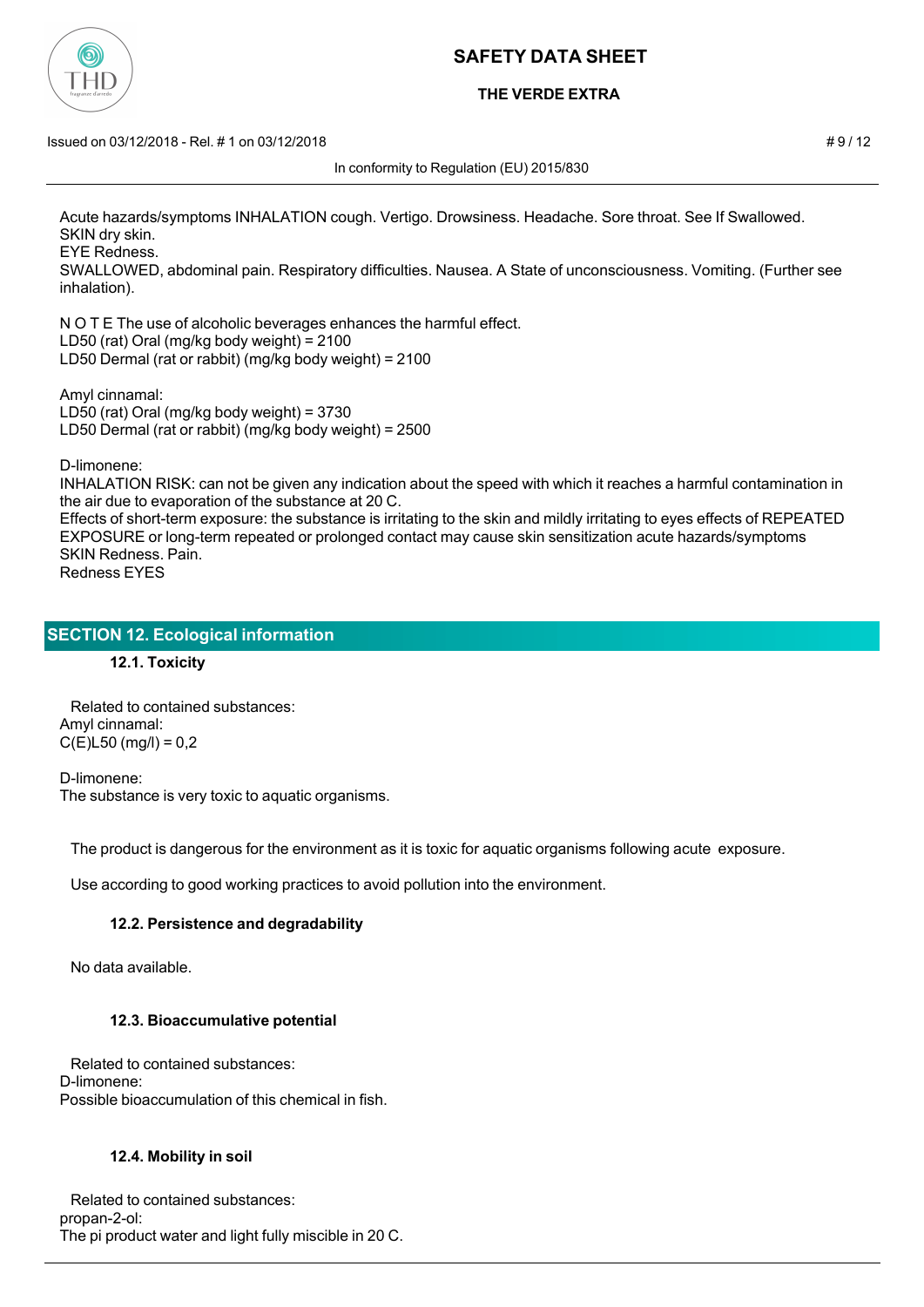Acute hazards/symptoms INHALATION cough. Vertigo. Drowsiness. Headache. Sore throat. See If Swallowed.
SKIN dry skin.
EYE Redness.
SWALLOWED, abdominal pain. Respiratory difficulties. Nausea. A State of unconsciousness. Vomiting. (Further see inhalation).

N O T E The use of alcoholic beverages enhances the harmful effect.
LD50 (rat) Oral (mg/kg body weight) = 2100
LD50 Dermal (rat or rabbit) (mg/kg body weight) = 2100

Amyl cinnamal:
LD50 (rat) Oral (mg/kg body weight) = 3730
LD50 Dermal (rat or rabbit) (mg/kg body weight) = 2500

D-limonene:
INHALATION RISK: can not be given any indication about the speed with which it reaches a harmful contamination in the air due to evaporation of the substance at 20 C.
Effects of short-term exposure: the substance is irritating to the skin and mildly irritating to eyes effects of REPEATED EXPOSURE or long-term repeated or prolonged contact may cause skin sensitization acute hazards/symptoms
SKIN Redness. Pain.
Redness EYES

## SECTION 12. Ecological information

### 12.1. Toxicity

Related to contained substances:
Amyl cinnamal:
C(E)L50 (mg/l) = 0,2

D-limonene:
The substance is very toxic to aquatic organisms.

The product is dangerous for the environment as it is toxic for aquatic organisms following acute exposure.

Use according to good working practices to avoid pollution into the environment.

### 12.2. Persistence and degradability

No data available.

### 12.3. Bioaccumulative potential

Related to contained substances:
D-limonene:
Possible bioaccumulation of this chemical in fish.

### 12.4. Mobility in soil

Related to contained substances:
propan-2-ol:
The pi product water and light fully miscible in 20 C.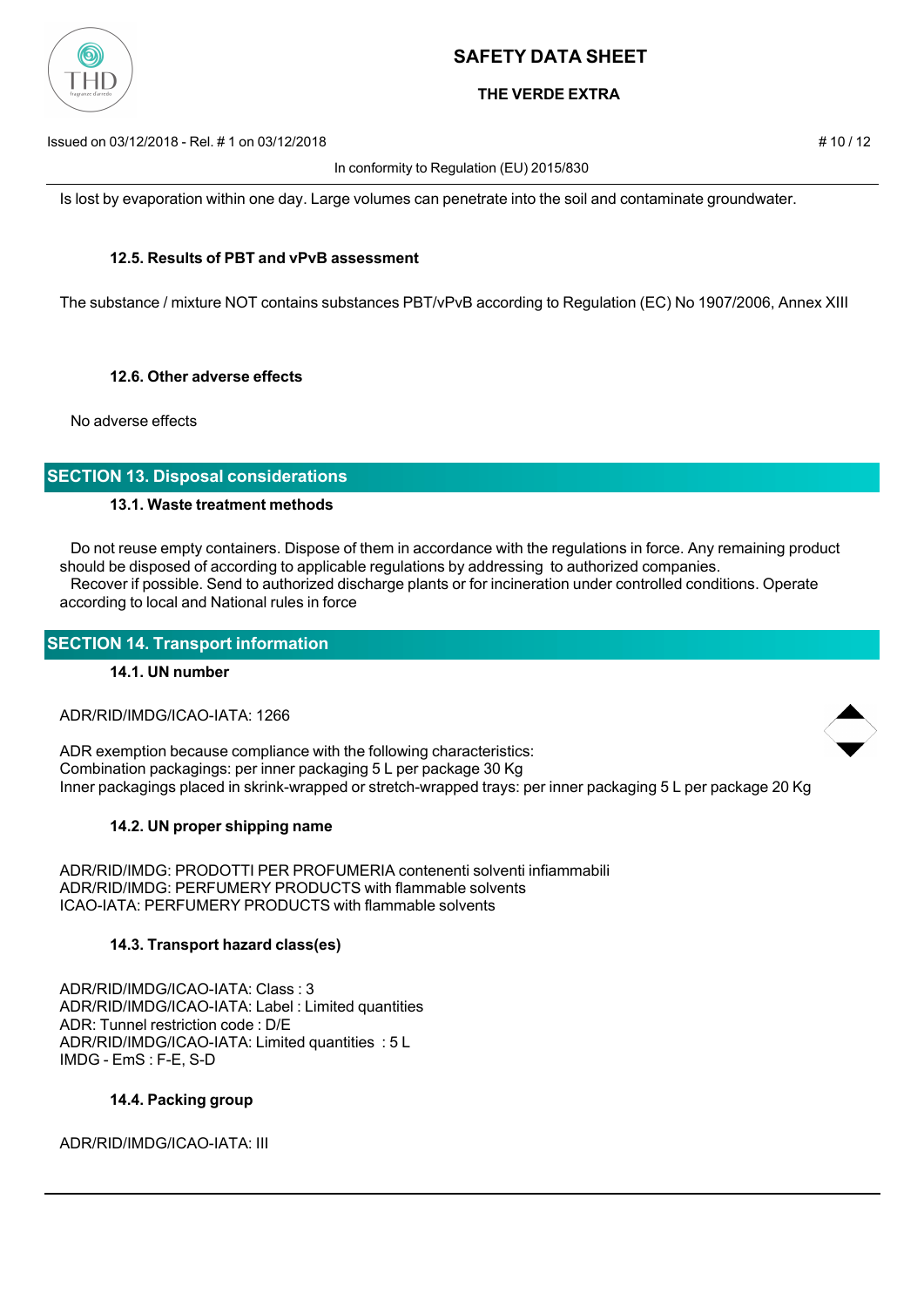Is lost by evaporation within one day. Large volumes can penetrate into the soil and contaminate groundwater.

### 12.5. Results of PBT and vPvB assessment

The substance / mixture NOT contains substances PBT/vPvB according to Regulation (EC) No 1907/2006, Annex XIII

### 12.6. Other adverse effects

No adverse effects

## SECTION 13. Disposal considerations

### 13.1. Waste treatment methods

Do not reuse empty containers. Dispose of them in accordance with the regulations in force. Any remaining product should be disposed of according to applicable regulations by addressing to authorized companies.
Recover if possible. Send to authorized discharge plants or for incineration under controlled conditions. Operate according to local and National rules in force

## SECTION 14. Transport information

### 14.1. UN number

ADR/RID/IMDG/ICAO-IATA: 1266

ADR exemption because compliance with the following characteristics:
Combination packagings: per inner packaging 5 L per package 30 Kg
Inner packagings placed in skrink-wrapped or stretch-wrapped trays: per inner packaging 5 L per package 20 Kg

### 14.2. UN proper shipping name

ADR/RID/IMDG: PRODOTTI PER PROFUMERIA contenenti solventi infiammabili
ADR/RID/IMDG: PERFUMERY PRODUCTS with flammable solvents
ICAO-IATA: PERFUMERY PRODUCTS with flammable solvents

### 14.3. Transport hazard class(es)

ADR/RID/IMDG/ICAO-IATA: Class : 3
ADR/RID/IMDG/ICAO-IATA: Label : Limited quantities
ADR: Tunnel restriction code : D/E
ADR/RID/IMDG/ICAO-IATA: Limited quantities : 5 L
IMDG - EmS : F-E, S-D

### 14.4. Packing group

ADR/RID/IMDG/ICAO-IATA: III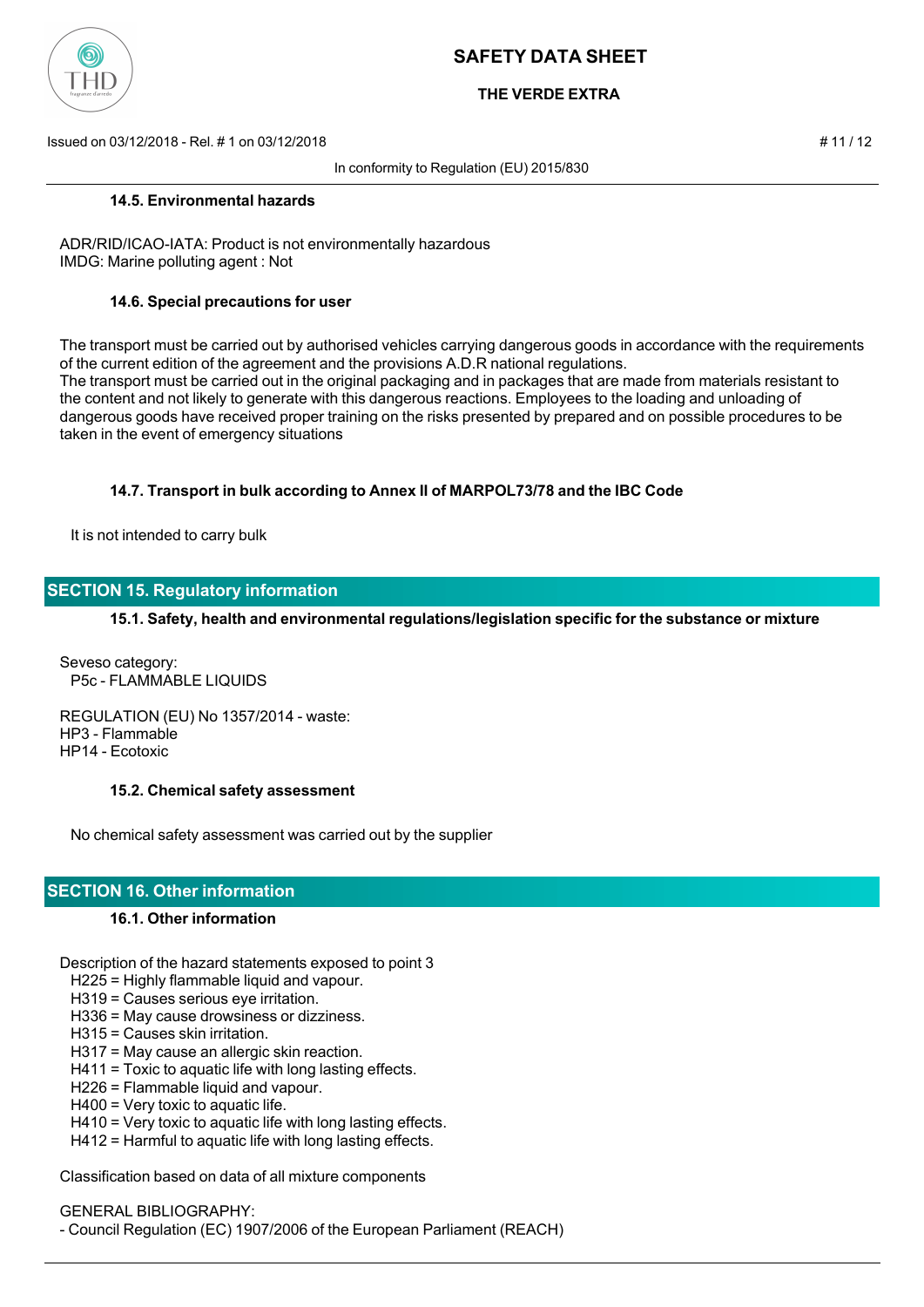#### 14.5. Environmental hazards

ADR/RID/ICAO-IATA: Product is not environmentally hazardous
IMDG: Marine polluting agent : Not

#### 14.6. Special precautions for user

The transport must be carried out by authorised vehicles carrying dangerous goods in accordance with the requirements of the current edition of the agreement and the provisions A.D.R national regulations.
The transport must be carried out in the original packaging and in packages that are made from materials resistant to the content and not likely to generate with this dangerous reactions. Employees to the loading and unloading of dangerous goods have received proper training on the risks presented by prepared and on possible procedures to be taken in the event of emergency situations

#### 14.7. Transport in bulk according to Annex II of MARPOL73/78 and the IBC Code

It is not intended to carry bulk

## SECTION 15. Regulatory information

#### 15.1. Safety, health and environmental regulations/legislation specific for the substance or mixture

Seveso category:
P5c - FLAMMABLE LIQUIDS

REGULATION (EU) No 1357/2014 - waste:
HP3 - Flammable
HP14 - Ecotoxic

#### 15.2. Chemical safety assessment

No chemical safety assessment was carried out by the supplier

## SECTION 16. Other information

#### 16.1. Other information

Description of the hazard statements exposed to point 3
- H225 = Highly flammable liquid and vapour.
- H319 = Causes serious eye irritation.
- H336 = May cause drowsiness or dizziness.
- H315 = Causes skin irritation.
- H317 = May cause an allergic skin reaction.
- H411 = Toxic to aquatic life with long lasting effects.
- H226 = Flammable liquid and vapour.
- H400 = Very toxic to aquatic life.
- H410 = Very toxic to aquatic life with long lasting effects.
- H412 = Harmful to aquatic life with long lasting effects.

Classification based on data of all mixture components

GENERAL BIBLIOGRAPHY:
- Council Regulation (EC) 1907/2006 of the European Parliament (REACH)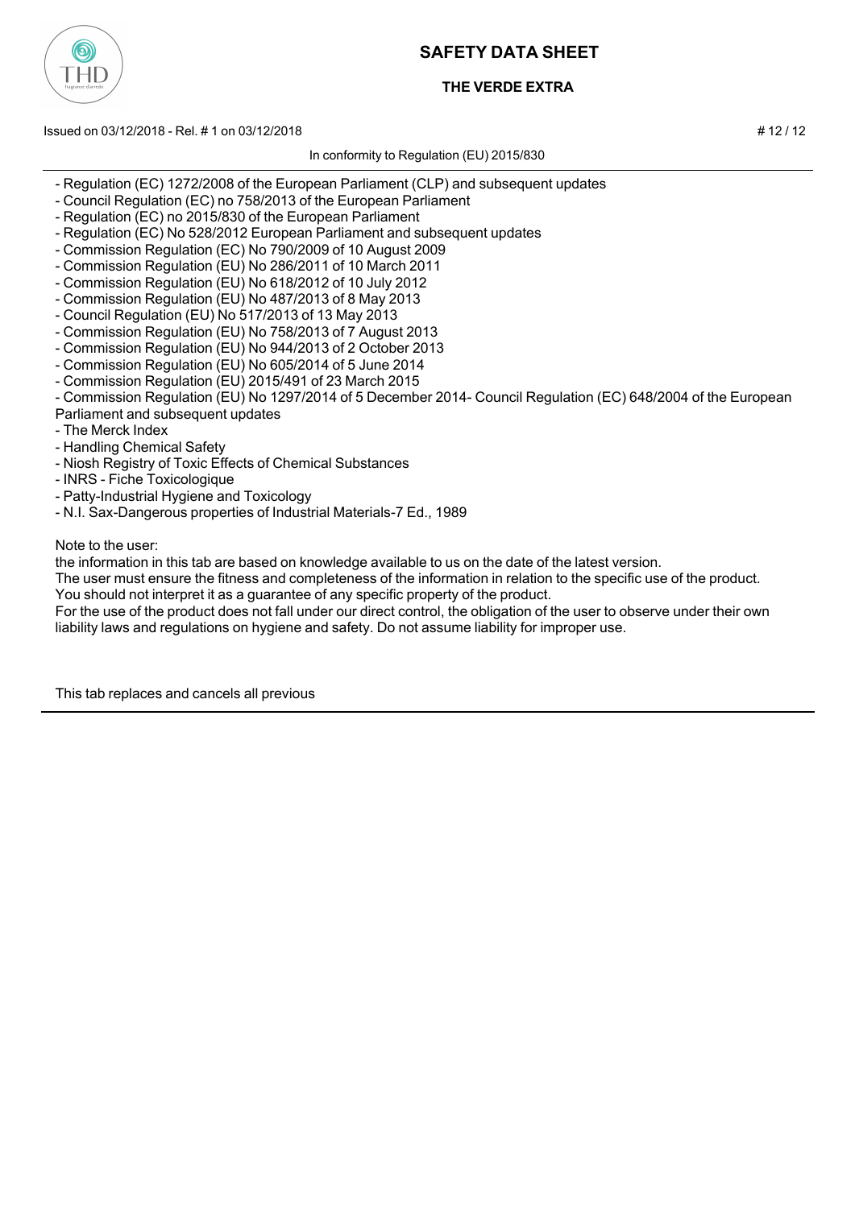- Regulation (EC) 1272/2008 of the European Parliament (CLP) and subsequent updates
- Council Regulation (EC) no 758/2013 of the European Parliament
- Regulation (EC) no 2015/830 of the European Parliament
- Regulation (EC) No 528/2012 European Parliament and subsequent updates
- Commission Regulation (EC) No 790/2009 of 10 August 2009
- Commission Regulation (EU) No 286/2011 of 10 March 2011
- Commission Regulation (EU) No 618/2012 of 10 July 2012
- Commission Regulation (EU) No 487/2013 of 8 May 2013
- Council Regulation (EU) No 517/2013 of 13 May 2013
- Commission Regulation (EU) No 758/2013 of 7 August 2013
- Commission Regulation (EU) No 944/2013 of 2 October 2013
- Commission Regulation (EU) No 605/2014 of 5 June 2014
- Commission Regulation (EU) 2015/491 of 23 March 2015
- Commission Regulation (EU) No 1297/2014 of 5 December 2014- Council Regulation (EC) 648/2004 of the European Parliament and subsequent updates
- The Merck Index
- Handling Chemical Safety
- Niosh Registry of Toxic Effects of Chemical Substances
- INRS - Fiche Toxicologique
- Patty-Industrial Hygiene and Toxicology
- N.I. Sax-Dangerous properties of Industrial Materials-7 Ed., 1989

Note to the user:
the information in this tab are based on knowledge available to us on the date of the latest version.
The user must ensure the fitness and completeness of the information in relation to the specific use of the product.
You should not interpret it as a guarantee of any specific property of the product.
For the use of the product does not fall under our direct control, the obligation of the user to observe under their own liability laws and regulations on hygiene and safety. Do not assume liability for improper use.

This tab replaces and cancels all previous